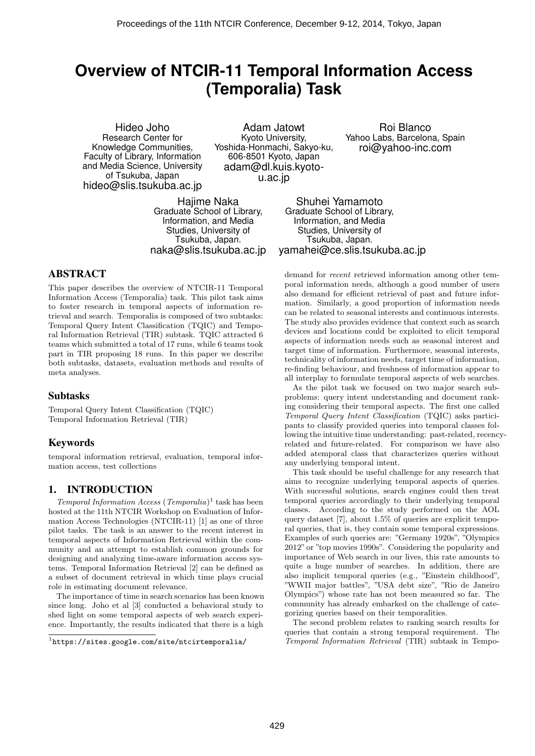# Overview of NTCIR-11 Temporal Information Access (Temporalia) Task

Hideo Joho
Research Center for Knowledge Communities, Faculty of Library, Information and Media Science, University of Tsukuba, Japan
hideo@slis.tsukuba.ac.jp

Adam Jatowt
Kyoto University, Yoshida-Honmachi, Sakyo-ku, 606-8501 Kyoto, Japan
adam@dl.kuis.kyoto-u.ac.jp

Roi Blanco
Yahoo Labs, Barcelona, Spain
roi@yahoo-inc.com

Hajime Naka
Graduate School of Library, Information, and Media Studies, University of Tsukuba, Japan.
naka@slis.tsukuba.ac.jp

Shuhei Yamamoto
Graduate School of Library, Information, and Media Studies, University of Tsukuba, Japan.
yamahei@ce.slis.tsukuba.ac.jp

## ABSTRACT

This paper describes the overview of NTCIR-11 Temporal Information Access (Temporalia) task. This pilot task aims to foster research in temporal aspects of information retrieval and search. Temporalia is composed of two subtasks: Temporal Query Intent Classification (TQIC) and Temporal Information Retrieval (TIR) subtask. TQIC attracted 6 teams which submitted a total of 17 runs, while 6 teams took part in TIR proposing 18 runs. In this paper we describe both subtasks, datasets, evaluation methods and results of meta analyses.

## Subtasks

Temporal Query Intent Classification (TQIC)
Temporal Information Retrieval (TIR)

## Keywords

temporal information retrieval, evaluation, temporal information access, test collections

## 1. INTRODUCTION

*Temporal Information Access* (*Temporalia*)[1] task has been hosted at the 11th NTCIR Workshop on Evaluation of Information Access Technologies (NTCIR-11) [1] as one of three pilot tasks. The task is an answer to the recent interest in temporal aspects of Information Retrieval within the community and an attempt to establish common grounds for designing and analyzing time-aware information access systems. Temporal Information Retrieval [2] can be defined as a subset of document retrieval in which time plays crucial role in estimating document relevance.

The importance of time in search scenarios has been known since long. Joho et al [3] conducted a behavioral study to shed light on some temporal aspects of web search experience. Importantly, the results indicated that there is a high demand for *recent* retrieved information among other temporal information needs, although a good number of users also demand for efficient retrieval of past and future information. Similarly, a good proportion of information needs can be related to seasonal interests and continuous interests. The study also provides evidence that context such as search devices and locations could be exploited to elicit temporal aspects of information needs such as seasonal interest and target time of information. Furthermore, seasonal interests, technicality of information needs, target time of information, re-finding behaviour, and freshness of information appear to all interplay to formulate temporal aspects of web searches.

As the pilot task we focused on two major search subproblems: query intent understanding and document ranking considering their temporal aspects. The first one called *Temporal Query Intent Classification* (TQIC) asks participants to classify provided queries into temporal classes following the intuitive time understanding: past-related, recency-related and future-related. For comparison we have also added atemporal class that characterizes queries without any underlying temporal intent.

This task should be useful challenge for any research that aims to recognize underlying temporal aspects of queries. With successful solutions, search engines could then treat temporal queries accordingly to their underlying temporal classes. According to the study performed on the AOL query dataset [7], about 1.5% of queries are explicit temporal queries, that is, they contain some temporal expressions. Examples of such queries are: "Germany 1920s", "Olympics 2012" or "top movies 1990s". Considering the popularity and importance of Web search in our lives, this rate amounts to quite a huge number of searches. In addition, there are also implicit temporal queries (e.g., "Einstein childhood", "WWII major battles", "USA debt size", "Rio de Janeiro Olympics") whose rate has not been measured so far. The community has already embarked on the challenge of categorizing queries based on their temporalities.

The second problem relates to ranking search results for queries that contain a strong temporal requirement. The *Temporal Information Retrieval* (TIR) subtask in Tempo-

[1] https://sites.google.com/site/ntcirtemporalia/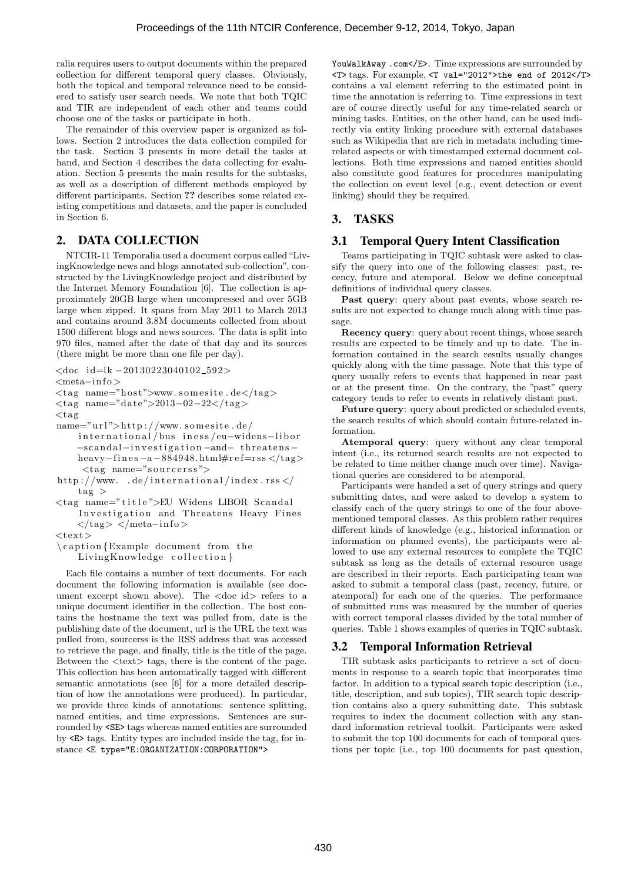ralia requires users to output documents within the prepared collection for different temporal query classes. Obviously, both the topical and temporal relevance need to be considered to satisfy user search needs. We note that both TQIC and TIR are independent of each other and teams could choose one of the tasks or participate in both.

The remainder of this overview paper is organized as follows. Section 2 introduces the data collection compiled for the task. Section 3 presents in more detail the tasks at hand, and Section 4 describes the data collecting for evaluation. Section 5 presents the main results for the subtasks, as well as a description of different methods employed by different participants. Section ?? describes some related existing competitions and datasets, and the paper is concluded in Section 6.

## 2. DATA COLLECTION

NTCIR-11 Temporalia used a document corpus called "LivingKnowledge news and blogs annotated sub-collection", constructed by the LivingKnowledge project and distributed by the Internet Memory Foundation [6]. The collection is approximately 20GB large when uncompressed and over 5GB large when zipped. It spans from May 2011 to March 2013 and contains around 3.8M documents collected from about 1500 different blogs and news sources. The data is split into 970 files, named after the date of that day and its sources (there might be more than one file per day).

```
<doc id=lk −20130223040102_592>
<meta−info>
<tag name="host">www.somesite.de</tag>
<tag name="date">2013−02−22</tag>
<tag
name="url">http://www.somesite.de/
    international/bus iness/eu−widens−libor
    −scandal−investigation−and− threatens−
    heavy−fines−a−884948.html#ref=rss</tag>
     <tag name="sourcerss">
http://www. .de/international/index.rss</
    tag >
<tag name="title">EU Widens LIBOR Scandal
    Investigation and Threatens Heavy Fines
    </tag> </meta−info>
<text>
\caption{Example document from the
    LivingKnowledge collection}
```

Each file contains a number of text documents. For each document the following information is available (see document excerpt shown above). The <doc id> refers to a unique document identifier in the collection. The host contains the hostname the text was pulled from, date is the publishing date of the document, url is the URL the text was pulled from, sourcerss is the RSS address that was accessed to retrieve the page, and finally, title is the title of the page. Between the <text> tags, there is the content of the page. This collection has been automatically tagged with different semantic annotations (see [6] for a more detailed description of how the annotations were produced). In particular, we provide three kinds of annotations: sentence splitting, named entities, and time expressions. Sentences are surrounded by `<SE>` tags whereas named entities are surrounded by `<E>` tags. Entity types are included inside the tag, for instance `<E type="E:ORGANIZATION:CORPORATION">` `YouWalkAway .com</E>`. Time expressions are surrounded by `<T>` tags. For example, `<T val="2012">the end of 2012</T>` contains a val element referring to the estimated point in time the annotation is referring to. Time expressions in text are of course directly useful for any time-related search or mining tasks. Entities, on the other hand, can be used indirectly via entity linking procedure with external databases such as Wikipedia that are rich in metadata including time-related aspects or with timestamped external document collections. Both time expressions and named entities should also constitute good features for procedures manipulating the collection on event level (e.g., event detection or event linking) should they be required.

## 3. TASKS

### 3.1 Temporal Query Intent Classification

Teams participating in TQIC subtask were asked to classify the query into one of the following classes: past, recency, future and atemporal. Below we define conceptual definitions of individual query classes.

**Past query**: query about past events, whose search results are not expected to change much along with time passage.

**Recency query**: query about recent things, whose search results are expected to be timely and up to date. The information contained in the search results usually changes quickly along with the time passage. Note that this type of query usually refers to events that happened in near past or at the present time. On the contrary, the "past" query category tends to refer to events in relatively distant past.

**Future query**: query about predicted or scheduled events, the search results of which should contain future-related information.

**Atemporal query**: query without any clear temporal intent (i.e., its returned search results are not expected to be related to time neither change much over time). Navigational queries are considered to be atemporal.

Participants were handed a set of query strings and query submitting dates, and were asked to develop a system to classify each of the query strings to one of the four above-mentioned temporal classes. As this problem rather requires different kinds of knowledge (e.g., historical information or information on planned events), the participants were allowed to use any external resources to complete the TQIC subtask as long as the details of external resource usage are described in their reports. Each participating team was asked to submit a temporal class (past, recency, future, or atemporal) for each one of the queries. The performance of submitted runs was measured by the number of queries with correct temporal classes divided by the total number of queries. Table 1 shows examples of queries in TQIC subtask.

### 3.2 Temporal Information Retrieval

TIR subtask asks participants to retrieve a set of documents in response to a search topic that incorporates time factor. In addition to a typical search topic description (i.e., title, description, and sub topics), TIR search topic description contains also a query submitting date. This subtask requires to index the document collection with any standard information retrieval toolkit. Participants were asked to submit the top 100 documents for each of temporal questions per topic (i.e., top 100 documents for past question,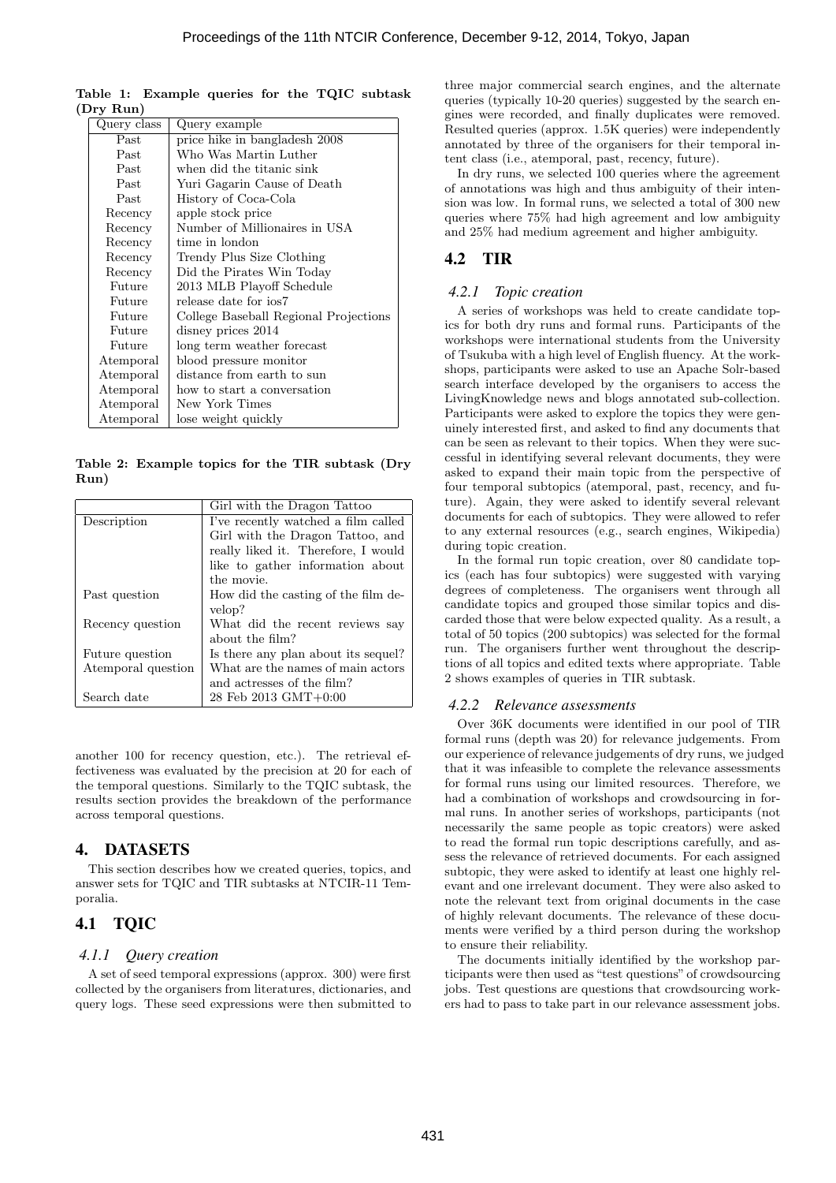**Table 1: Example queries for the TQIC subtask (Dry Run)**

| Query class | Query example |
|---|---|
| Past | price hike in bangladesh 2008 |
| Past | Who Was Martin Luther |
| Past | when did the titanic sink |
| Past | Yuri Gagarin Cause of Death |
| Past | History of Coca-Cola |
| Recency | apple stock price |
| Recency | Number of Millionaires in USA |
| Recency | time in london |
| Recency | Trendy Plus Size Clothing |
| Recency | Did the Pirates Win Today |
| Future | 2013 MLB Playoff Schedule |
| Future | release date for ios7 |
| Future | College Baseball Regional Projections |
| Future | disney prices 2014 |
| Future | long term weather forecast |
| Atemporal | blood pressure monitor |
| Atemporal | distance from earth to sun |
| Atemporal | how to start a conversation |
| Atemporal | New York Times |
| Atemporal | lose weight quickly |

**Table 2: Example topics for the TIR subtask (Dry Run)**

| | Girl with the Dragon Tattoo |
|---|---|
| Description | I've recently watched a film called Girl with the Dragon Tattoo, and really liked it. Therefore, I would like to gather information about the movie. |
| Past question | How did the casting of the film develop? |
| Recency question | What did the recent reviews say about the film? |
| Future question | Is there any plan about its sequel? |
| Atemporal question | What are the names of main actors and actresses of the film? |
| Search date | 28 Feb 2013 GMT+0:00 |

another 100 for recency question, etc.). The retrieval effectiveness was evaluated by the precision at 20 for each of the temporal questions. Similarly to the TQIC subtask, the results section provides the breakdown of the performance across temporal questions.

## 4. DATASETS

This section describes how we created queries, topics, and answer sets for TQIC and TIR subtasks at NTCIR-11 Temporalia.

## 4.1 TQIC

### 4.1.1 Query creation

A set of seed temporal expressions (approx. 300) were first collected by the organisers from literatures, dictionaries, and query logs. These seed expressions were then submitted to three major commercial search engines, and the alternate queries (typically 10-20 queries) suggested by the search engines were recorded, and finally duplicates were removed. Resulted queries (approx. 1.5K queries) were independently annotated by three of the organisers for their temporal intent class (i.e., atemporal, past, recency, future).

In dry runs, we selected 100 queries where the agreement of annotations was high and thus ambiguity of their intension was low. In formal runs, we selected a total of 300 new queries where 75% had high agreement and low ambiguity and 25% had medium agreement and higher ambiguity.

## 4.2 TIR

### 4.2.1 Topic creation

A series of workshops was held to create candidate topics for both dry runs and formal runs. Participants of the workshops were international students from the University of Tsukuba with a high level of English fluency. At the workshops, participants were asked to use an Apache Solr-based search interface developed by the organisers to access the LivingKnowledge news and blogs annotated sub-collection. Participants were asked to explore the topics they were genuinely interested first, and asked to find any documents that can be seen as relevant to their topics. When they were successful in identifying several relevant documents, they were asked to expand their main topic from the perspective of four temporal subtopics (atemporal, past, recency, and future). Again, they were asked to identify several relevant documents for each of subtopics. They were allowed to refer to any external resources (e.g., search engines, Wikipedia) during topic creation.

In the formal run topic creation, over 80 candidate topics (each has four subtopics) were suggested with varying degrees of completeness. The organisers went through all candidate topics and grouped those similar topics and discarded those that were below expected quality. As a result, a total of 50 topics (200 subtopics) was selected for the formal run. The organisers further went throughout the descriptions of all topics and edited texts where appropriate. Table 2 shows examples of queries in TIR subtask.

### 4.2.2 Relevance assessments

Over 36K documents were identified in our pool of TIR formal runs (depth was 20) for relevance judgements. From our experience of relevance judgements of dry runs, we judged that it was infeasible to complete the relevance assessments for formal runs using our limited resources. Therefore, we had a combination of workshops and crowdsourcing in formal runs. In another series of workshops, participants (not necessarily the same people as topic creators) were asked to read the formal run topic descriptions carefully, and assess the relevance of retrieved documents. For each assigned subtopic, they were asked to identify at least one highly relevant and one irrelevant document. They were also asked to note the relevant text from original documents in the case of highly relevant documents. The relevance of these documents were verified by a third person during the workshop to ensure their reliability.

The documents initially identified by the workshop participants were then used as "test questions" of crowdsourcing jobs. Test questions are questions that crowdsourcing workers had to pass to take part in our relevance assessment jobs.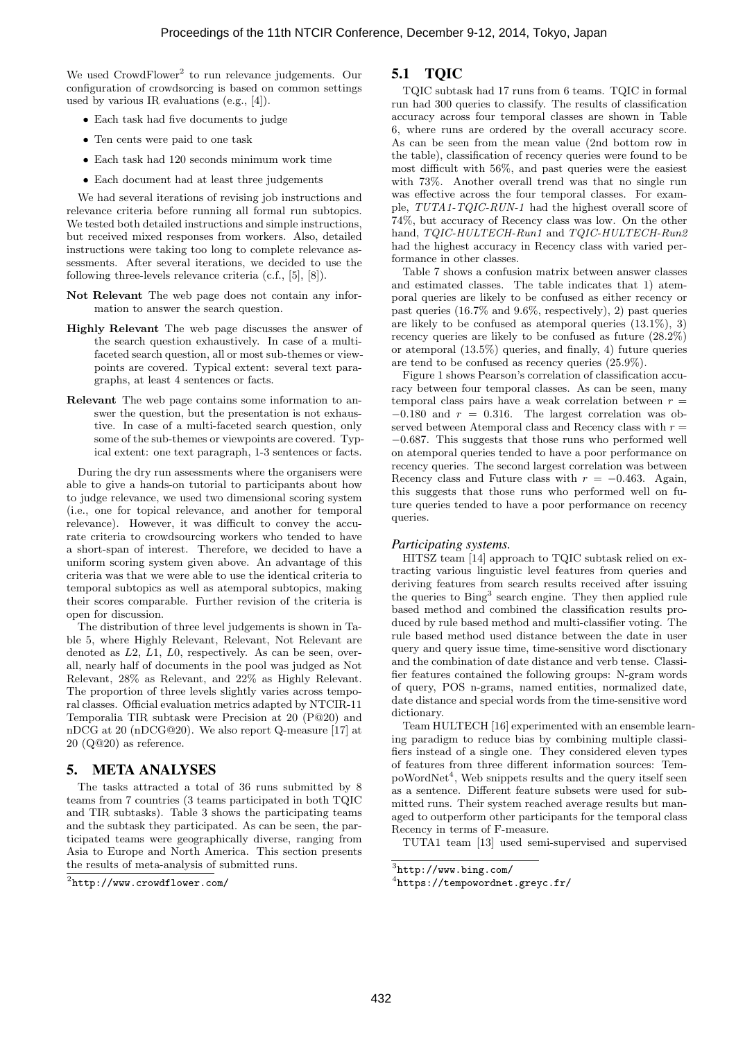We used CrowdFlower[2] to run relevance judgements. Our configuration of crowdsorcing is based on common settings used by various IR evaluations (e.g., [4]).

- Each task had five documents to judge
- Ten cents were paid to one task
- Each task had 120 seconds minimum work time
- Each document had at least three judgements

We had several iterations of revising job instructions and relevance criteria before running all formal run subtopics. We tested both detailed instructions and simple instructions, but received mixed responses from workers. Also, detailed instructions were taking too long to complete relevance assessments. After several iterations, we decided to use the following three-levels relevance criteria (c.f., [5], [8]).

**Not Relevant** The web page does not contain any information to answer the search question.

**Highly Relevant** The web page discusses the answer of the search question exhaustively. In case of a multi-faceted search question, all or most sub-themes or viewpoints are covered. Typical extent: several text paragraphs, at least 4 sentences or facts.

**Relevant** The web page contains some information to answer the question, but the presentation is not exhaustive. In case of a multi-faceted search question, only some of the sub-themes or viewpoints are covered. Typical extent: one text paragraph, 1-3 sentences or facts.

During the dry run assessments where the organisers were able to give a hands-on tutorial to participants about how to judge relevance, we used two dimensional scoring system (i.e., one for topical relevance, and another for temporal relevance). However, it was difficult to convey the accurate criteria to crowdsourcing workers who tended to have a short-span of interest. Therefore, we decided to have a uniform scoring system given above. An advantage of this criteria was that we were able to use the identical criteria to temporal subtopics as well as atemporal subtopics, making their scores comparable. Further revision of the criteria is open for discussion.

The distribution of three level judgements is shown in Table 5, where Highly Relevant, Relevant, Not Relevant are denoted as $L2$, $L1$, $L0$, respectively. As can be seen, overall, nearly half of documents in the pool was judged as Not Relevant, 28% as Relevant, and 22% as Highly Relevant. The proportion of three levels slightly varies across temporal classes. Official evaluation metrics adapted by NTCIR-11 Temporalia TIR subtask were Precision at 20 (P@20) and nDCG at 20 (nDCG@20). We also report Q-measure [17] at 20 (Q@20) as reference.

## 5. META ANALYSES

The tasks attracted a total of 36 runs submitted by 8 teams from 7 countries (3 teams participated in both TQIC and TIR subtasks). Table 3 shows the participating teams and the subtask they participated. As can be seen, the participated teams were geographically diverse, ranging from Asia to Europe and North America. This section presents the results of meta-analysis of submitted runs.

### 5.1 TQIC

TQIC subtask had 17 runs from 6 teams. TQIC in formal run had 300 queries to classify. The results of classification accuracy across four temporal classes are shown in Table 6, where runs are ordered by the overall accuracy score. As can be seen from the mean value (2nd bottom row in the table), classification of recency queries were found to be most difficult with 56%, and past queries were the easiest with 73%. Another overall trend was that no single run was effective across the four temporal classes. For example, *TUTA1-TQIC-RUN-1* had the highest overall score of 74%, but accuracy of Recency class was low. On the other hand, *TQIC-HULTECH-Run1* and *TQIC-HULTECH-Run2* had the highest accuracy in Recency class with varied performance in other classes.

Table 7 shows a confusion matrix between answer classes and estimated classes. The table indicates that 1) atemporal queries are likely to be confused as either recency or past queries (16.7% and 9.6%, respectively), 2) past queries are likely to be confused as atemporal queries (13.1%), 3) recency queries are likely to be confused as future (28.2%) or atemporal (13.5%) queries, and finally, 4) future queries are tend to be confused as recency queries (25.9%).

Figure 1 shows Pearson's correlation of classification accuracy between four temporal classes. As can be seen, many temporal class pairs have a weak correlation between $r = -0.180$ and $r = 0.316$. The largest correlation was observed between Atemporal class and Recency class with $r = -0.687$. This suggests that those runs who performed well on atemporal queries tended to have a poor performance on recency queries. The second largest correlation was between Recency class and Future class with $r = -0.463$. Again, this suggests that those runs who performed well on future queries tended to have a poor performance on recency queries.

#### *Participating systems.*

HITSZ team [14] approach to TQIC subtask relied on extracting various linguistic level features from queries and deriving features from search results received after issuing the queries to Bing[3] search engine. They then applied rule based method and combined the classification results produced by rule based method and multi-classifier voting. The rule based method used distance between the date in user query and query issue time, time-sensitive word disctionary and the combination of date distance and verb tense. Classifier features contained the following groups: N-gram words of query, POS n-grams, named entities, normalized date, date distance and special words from the time-sensitive word dictionary.

Team HULTECH [16] experimented with an ensemble learning paradigm to reduce bias by combining multiple classifiers instead of a single one. They considered eleven types of features from three different information sources: TempoWordNet[4], Web snippets results and the query itself seen as a sentence. Different feature subsets were used for submitted runs. Their system reached average results but managed to outperform other participants for the temporal class Recency in terms of F-measure.

TUTA1 team [13] used semi-supervised and supervised

---

[2] http://www.crowdflower.com/

[3] http://www.bing.com/

[4] https://tempowordnet.greyc.fr/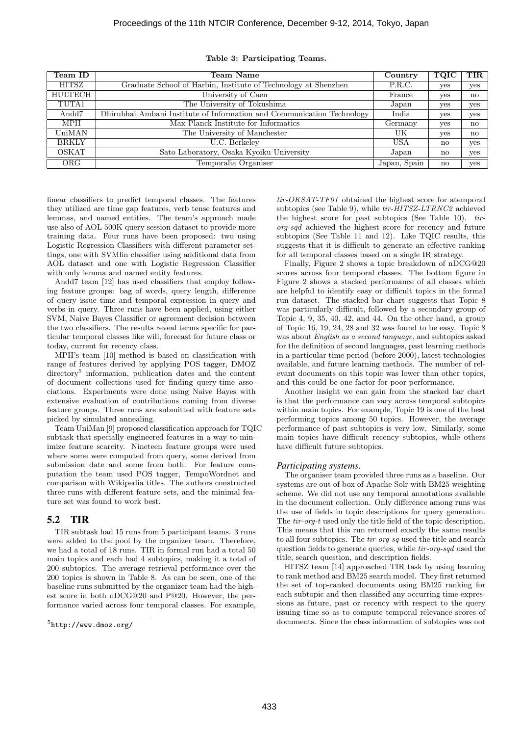**Table 3: Participating Teams.**

| Team ID | Team Name | Country | TQIC | TIR |
|---|---|---|---|---|
| HITSZ | Graduate School of Harbin, Institute of Technology at Shenzhen | P.R.C. | yes | yes |
| HULTECH | University of Caen | France | yes | no |
| TUTA1 | The University of Tokushima | Japan | yes | yes |
| Andd7 | Dhirubhai Ambani Institute of Information and Communication Technology | India | yes | yes |
| MPII | Max Planck Institute for Informatics | Germany | yes | no |
| UniMAN | The University of Manchester | UK | yes | no |
| BRKLY | U.C. Berkeley | USA | no | yes |
| OSKAT | Sato Laboratory, Osaka Kyoiku University | Japan | no | yes |
| ORG | Temporalia Organiser | Japan, Spain | no | yes |

linear classifiers to predict temporal classes. The features they utilized are time gap features, verb tense features and lemmas, and named entities. The team's approach made use also of AOL 500K query session dataset to provide more training data. Four runs have been proposed: two using Logistic Regression Classifiers with different parameter settings, one with SVMlin classifier using additional data from AOL dataset and one with Logistic Regression Classifier with only lemma and named entity features.

Andd7 team [12] has used classifiers that employ following feature groups: bag of words, query length, difference of query issue time and temporal expression in query and verbs in query. Three runs have been applied, using either SVM, Naive Bayes Classifier or agreement decision between the two classifiers. The results reveal terms specific for particular temporal classes like will, forecast for future class or today, current for recency class.

MPII's team [10] method is based on classification with range of features derived by applying POS tagger, DMOZ directory[5] information, publication dates and the content of document collections used for finding query-time associations. Experiments were done using Naive Bayes with extensive evaluation of contributions coming from diverse feature groups. Three runs are submitted with feature sets picked by simulated annealing.

Team UniMan [9] proposed classification approach for TQIC subtask that specially engineered features in a way to minimize feature scarcity. Nineteen feature groups were used where some were computed from query, some derived from submission date and some from both. For feature computation the team used POS tagger, TempoWordnet and comparison with Wikipedia titles. The authors constructed three runs with different feature sets, and the minimal feature set was found to work best.

## 5.2 TIR

TIR subtask had 15 runs from 5 participant teams. 3 runs were added to the pool by the organizer team. Therefore, we had a total of 18 runs. TIR in formal run had a total 50 main topics and each had 4 subtopics, making it a total of 200 subtopics. The average retrieval performance over the 200 topics is shown in Table 8. As can be seen, one of the baseline runs submitted by the organizer team had the highest score in both nDCG@20 and P@20. However, the performance varied across four temporal classes. For example, *tir-OKSAT-TF01* obtained the highest score for atemporal subtopics (see Table 9), while *tir-HITSZ-LTRNC2* achieved the highest score for past subtopics (See Table 10). *tir-org-sqd* achieved the highest score for recency and future subtopics (See Table 11 and 12). Like TQIC results, this suggests that it is difficult to generate an effective ranking for all temporal classes based on a single IR strategy.

Finally, Figure 2 shows a topic breakdown of nDCG@20 scores across four temporal classes. The bottom figure in Figure 2 shows a stacked performance of all classes which are helpful to identify easy or difficult topics in the formal run dataset. The stacked bar chart suggests that Topic 8 was particularly difficult, followed by a secondary group of Topic 4, 9, 35, 40, 42, and 44. On the other hand, a group of Topic 16, 19, 24, 28 and 32 was found to be easy. Topic 8 was about *English as a second language*, and subtopics asked for the definition of second languages, past learning methods in a particular time period (before 2000), latest technologies available, and future learning methods. The number of relevant documents on this topic was lower than other topics, and this could be one factor for poor performance.

Another insight we can gain from the stacked bar chart is that the performance can vary across temporal subtopics within main topics. For example, Topic 19 is one of the best performing topics among 50 topics. However, the average performance of past subtopics is very low. Similarly, some main topics have difficult recency subtopics, while others have difficult future subtopics.

### *Participating systems.*

The organiser team provided three runs as a baseline. Our systems are out of box of Apache Solr with BM25 weighting scheme. We did not use any temporal annotations available in the document collection. Only difference among runs was the use of fields in topic descriptions for query generation. The *tir-org-t* used only the title field of the topic description. This means that this run returned exactly the same results to all four subtopics. The *tir-org-sq* used the title and search question fields to generate queries, while *tir-org-sqd* used the title, search question, and description fields.

HITSZ team [14] approached TIR task by using learning to rank method and BM25 search model. They first returned the set of top-ranked documents using BM25 ranking for each subtopic and then classified any occurring time expressions as future, past or recency with respect to the query issuing time so as to compute temporal relevance scores of documents. Since the class information of subtopics was not

[5] http://www.dmoz.org/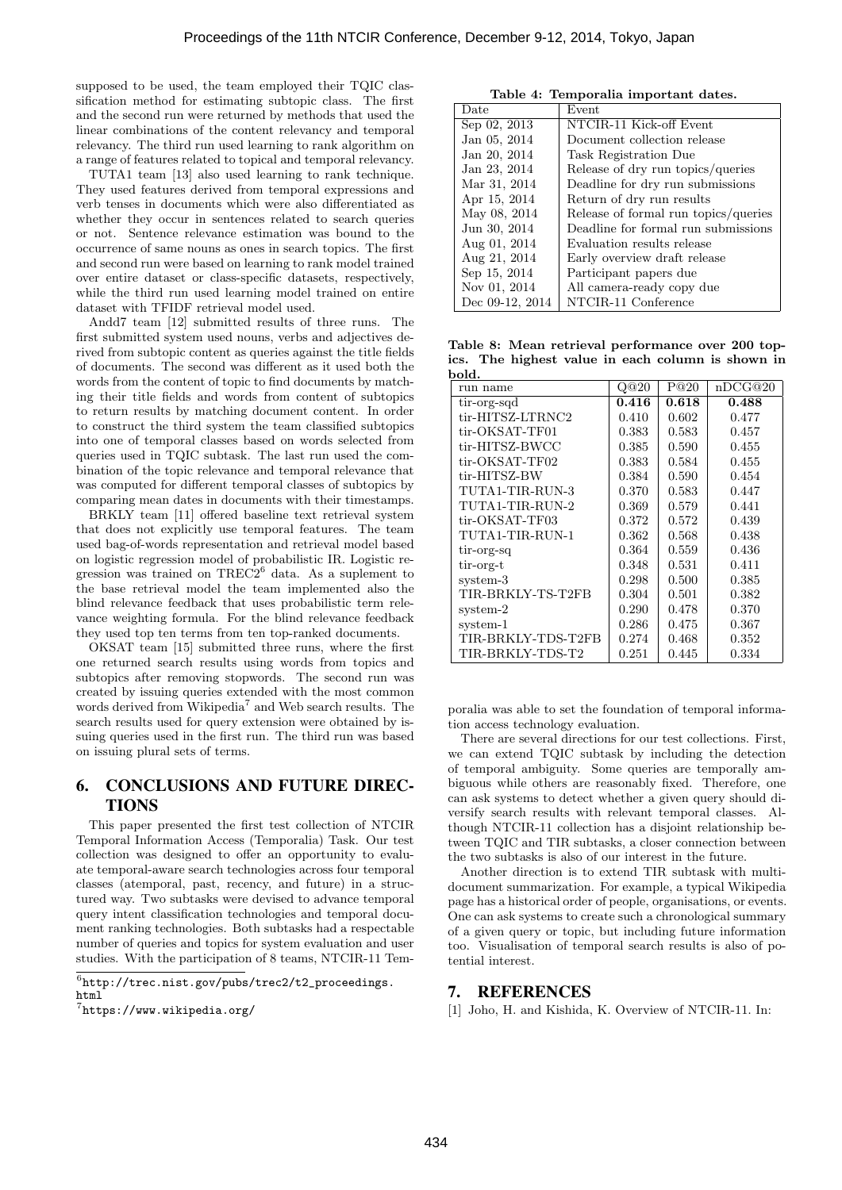supposed to be used, the team employed their TQIC classification method for estimating subtopic class. The first and the second run were returned by methods that used the linear combinations of the content relevancy and temporal relevancy. The third run used learning to rank algorithm on a range of features related to topical and temporal relevancy.

TUTA1 team [13] also used learning to rank technique. They used features derived from temporal expressions and verb tenses in documents which were also differentiated as whether they occur in sentences related to search queries or not. Sentence relevance estimation was bound to the occurrence of same nouns as ones in search topics. The first and second run were based on learning to rank model trained over entire dataset or class-specific datasets, respectively, while the third run used learning model trained on entire dataset with TFIDF retrieval model used.

Andd7 team [12] submitted results of three runs. The first submitted system used nouns, verbs and adjectives derived from subtopic content as queries against the title fields of documents. The second was different as it used both the words from the content of topic to find documents by matching their title fields and words from content of subtopics to return results by matching document content. In order to construct the third system the team classified subtopics into one of temporal classes based on words selected from queries used in TQIC subtask. The last run used the combination of the topic relevance and temporal relevance that was computed for different temporal classes of subtopics by comparing mean dates in documents with their timestamps.

BRKLY team [11] offered baseline text retrieval system that does not explicitly use temporal features. The team used bag-of-words representation and retrieval model based on logistic regression model of probabilistic IR. Logistic regression was trained on TREC2[6] data. As a suplement to the base retrieval model the team implemented also the blind relevance feedback that uses probabilistic term relevance weighting formula. For the blind relevance feedback they used top ten terms from ten top-ranked documents.

OKSAT team [15] submitted three runs, where the first one returned search results using words from topics and subtopics after removing stopwords. The second run was created by issuing queries extended with the most common words derived from Wikipedia[7] and Web search results. The search results used for query extension were obtained by issuing queries used in the first run. The third run was based on issuing plural sets of terms.

## 6. CONCLUSIONS AND FUTURE DIRECTIONS

This paper presented the first test collection of NTCIR Temporal Information Access (Temporalia) Task. Our test collection was designed to offer an opportunity to evaluate temporal-aware search technologies across four temporal classes (atemporal, past, recency, and future) in a structured way. Two subtasks were devised to advance temporal query intent classification technologies and temporal document ranking technologies. Both subtasks had a respectable number of queries and topics for system evaluation and user studies. With the participation of 8 teams, NTCIR-11 Temporalia was able to set the foundation of temporal information access technology evaluation.

There are several directions for our test collections. First, we can extend TQIC subtask by including the detection of temporal ambiguity. Some queries are temporally ambiguous while others are reasonably fixed. Therefore, one can ask systems to detect whether a given query should diversify search results with relevant temporal classes. Although NTCIR-11 collection has a disjoint relationship between TQIC and TIR subtasks, a closer connection between the two subtasks is also of our interest in the future.

Another direction is to extend TIR subtask with multi-document summarization. For example, a typical Wikipedia page has a historical order of people, organisations, or events. One can ask systems to create such a chronological summary of a given query or topic, but including future information too. Visualisation of temporal search results is also of potential interest.

[6] http://trec.nist.gov/pubs/trec2/t2_proceedings.html

[7] https://www.wikipedia.org/

**Table 4: Temporalia important dates.**

| Date | Event |
|---|---|
| Sep 02, 2013 | NTCIR-11 Kick-off Event |
| Jan 05, 2014 | Document collection release |
| Jan 20, 2014 | Task Registration Due |
| Jan 23, 2014 | Release of dry run topics/queries |
| Mar 31, 2014 | Deadline for dry run submissions |
| Apr 15, 2014 | Return of dry run results |
| May 08, 2014 | Release of formal run topics/queries |
| Jun 30, 2014 | Deadline for formal run submissions |
| Aug 01, 2014 | Evaluation results release |
| Aug 21, 2014 | Early overview draft release |
| Sep 15, 2014 | Participant papers due |
| Nov 01, 2014 | All camera-ready copy due |
| Dec 09-12, 2014 | NTCIR-11 Conference |

**Table 8: Mean retrieval performance over 200 topics. The highest value in each column is shown in bold.**

| run name | Q@20 | P@20 | nDCG@20 |
|---|---|---|---|
| tir-org-sqd | **0.416** | **0.618** | **0.488** |
| tir-HITSZ-LTRNC2 | 0.410 | 0.602 | 0.477 |
| tir-OKSAT-TF01 | 0.383 | 0.583 | 0.457 |
| tir-HITSZ-BWCC | 0.385 | 0.590 | 0.455 |
| tir-OKSAT-TF02 | 0.383 | 0.584 | 0.455 |
| tir-HITSZ-BW | 0.384 | 0.590 | 0.454 |
| TUTA1-TIR-RUN-3 | 0.370 | 0.583 | 0.447 |
| TUTA1-TIR-RUN-2 | 0.369 | 0.579 | 0.441 |
| tir-OKSAT-TF03 | 0.372 | 0.572 | 0.439 |
| TUTA1-TIR-RUN-1 | 0.362 | 0.568 | 0.438 |
| tir-org-sq | 0.364 | 0.559 | 0.436 |
| tir-org-t | 0.348 | 0.531 | 0.411 |
| system-3 | 0.298 | 0.500 | 0.385 |
| TIR-BRKLY-TS-T2FB | 0.304 | 0.501 | 0.382 |
| system-2 | 0.290 | 0.478 | 0.370 |
| system-1 | 0.286 | 0.475 | 0.367 |
| TIR-BRKLY-TDS-T2FB | 0.274 | 0.468 | 0.352 |
| TIR-BRKLY-TDS-T2 | 0.251 | 0.445 | 0.334 |

## 7. REFERENCES

[1] Joho, H. and Kishida, K. Overview of NTCIR-11. In: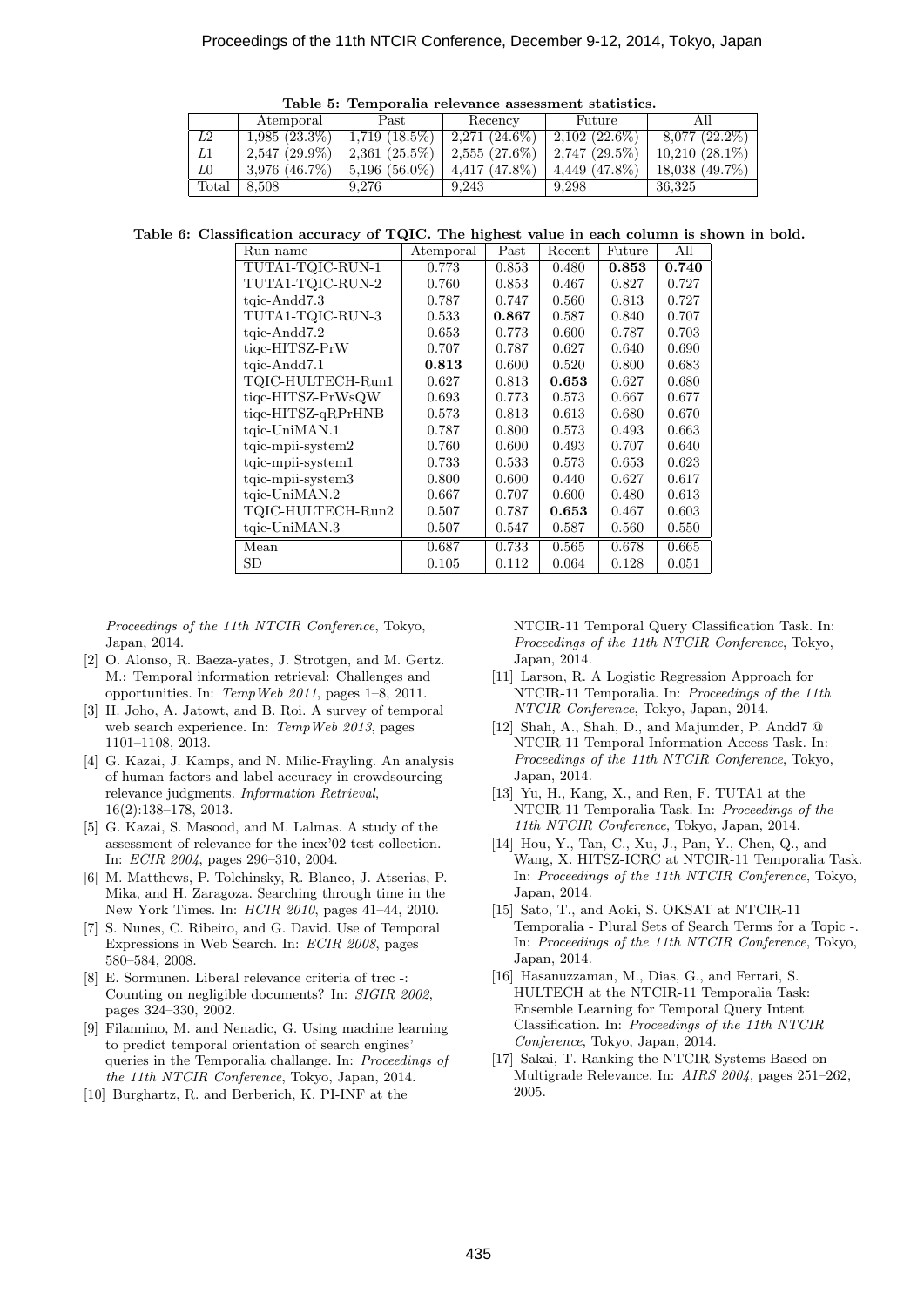**Table 5: Temporalia relevance assessment statistics.**

| | Atemporal | Past | Recency | Future | All |
|---|---|---|---|---|---|
| *L2* | 1,985 (23.3%) | 1,719 (18.5%) | 2,271 (24.6%) | 2,102 (22.6%) | 8,077 (22.2%) |
| *L1* | 2,547 (29.9%) | 2,361 (25.5%) | 2,555 (27.6%) | 2,747 (29.5%) | 10,210 (28.1%) |
| *L0* | 3,976 (46.7%) | 5,196 (56.0%) | 4,417 (47.8%) | 4,449 (47.8%) | 18,038 (49.7%) |
| Total | 8,508 | 9,276 | 9,243 | 9,298 | 36,325 |

**Table 6: Classification accuracy of TQIC. The highest value in each column is shown in bold.**

| Run name | Atemporal | Past | Recent | Future | All |
|---|---|---|---|---|---|
| TUTA1-TQIC-RUN-1 | 0.773 | 0.853 | 0.480 | **0.853** | **0.740** |
| TUTA1-TQIC-RUN-2 | 0.760 | 0.853 | 0.467 | 0.827 | 0.727 |
| tqic-Andd7.3 | 0.787 | 0.747 | 0.560 | 0.813 | 0.727 |
| TUTA1-TQIC-RUN-3 | 0.533 | **0.867** | 0.587 | 0.840 | 0.707 |
| tqic-Andd7.2 | 0.653 | 0.773 | 0.600 | 0.787 | 0.703 |
| tiqc-HITSZ-PrW | 0.707 | 0.787 | 0.627 | 0.640 | 0.690 |
| tqic-Andd7.1 | **0.813** | 0.600 | 0.520 | 0.800 | 0.683 |
| TQIC-HULTECH-Run1 | 0.627 | 0.813 | **0.653** | 0.627 | 0.680 |
| tiqc-HITSZ-PrWsQW | 0.693 | 0.773 | 0.573 | 0.667 | 0.677 |
| tiqc-HITSZ-qRPrHNB | 0.573 | 0.813 | 0.613 | 0.680 | 0.670 |
| tqic-UniMAN.1 | 0.787 | 0.800 | 0.573 | 0.493 | 0.663 |
| tqic-mpii-system2 | 0.760 | 0.600 | 0.493 | 0.707 | 0.640 |
| tqic-mpii-system1 | 0.733 | 0.533 | 0.573 | 0.653 | 0.623 |
| tqic-mpii-system3 | 0.800 | 0.600 | 0.440 | 0.627 | 0.617 |
| tqic-UniMAN.2 | 0.667 | 0.707 | 0.600 | 0.480 | 0.613 |
| TQIC-HULTECH-Run2 | 0.507 | 0.787 | **0.653** | 0.467 | 0.603 |
| tqic-UniMAN.3 | 0.507 | 0.547 | 0.587 | 0.560 | 0.550 |
| Mean | 0.687 | 0.733 | 0.565 | 0.678 | 0.665 |
| SD | 0.105 | 0.112 | 0.064 | 0.128 | 0.051 |

*Proceedings of the 11th NTCIR Conference*, Tokyo, Japan, 2014.

[2] O. Alonso, R. Baeza-yates, J. Strotgen, and M. Gertz. M.: Temporal information retrieval: Challenges and opportunities. In: *TempWeb 2011*, pages 1–8, 2011.

[3] H. Joho, A. Jatowt, and B. Roi. A survey of temporal web search experience. In: *TempWeb 2013*, pages 1101–1108, 2013.

[4] G. Kazai, J. Kamps, and N. Milic-Frayling. An analysis of human factors and label accuracy in crowdsourcing relevance judgments. *Information Retrieval*, 16(2):138–178, 2013.

[5] G. Kazai, S. Masood, and M. Lalmas. A study of the assessment of relevance for the inex'02 test collection. In: *ECIR 2004*, pages 296–310, 2004.

[6] M. Matthews, P. Tolchinsky, R. Blanco, J. Atserias, P. Mika, and H. Zaragoza. Searching through time in the New York Times. In: *HCIR 2010*, pages 41–44, 2010.

[7] S. Nunes, C. Ribeiro, and G. David. Use of Temporal Expressions in Web Search. In: *ECIR 2008*, pages 580–584, 2008.

[8] E. Sormunen. Liberal relevance criteria of trec -: Counting on negligible documents? In: *SIGIR 2002*, pages 324–330, 2002.

[9] Filannino, M. and Nenadic, G. Using machine learning to predict temporal orientation of search engines' queries in the Temporalia challange. In: *Proceedings of the 11th NTCIR Conference*, Tokyo, Japan, 2014.

[10] Burghartz, R. and Berberich, K. PI-INF at the NTCIR-11 Temporal Query Classification Task. In: *Proceedings of the 11th NTCIR Conference*, Tokyo, Japan, 2014.

[11] Larson, R. A Logistic Regression Approach for NTCIR-11 Temporalia. In: *Proceedings of the 11th NTCIR Conference*, Tokyo, Japan, 2014.

[12] Shah, A., Shah, D., and Majumder, P. Andd7 @ NTCIR-11 Temporal Information Access Task. In: *Proceedings of the 11th NTCIR Conference*, Tokyo, Japan, 2014.

[13] Yu, H., Kang, X., and Ren, F. TUTA1 at the NTCIR-11 Temporalia Task. In: *Proceedings of the 11th NTCIR Conference*, Tokyo, Japan, 2014.

[14] Hou, Y., Tan, C., Xu, J., Pan, Y., Chen, Q., and Wang, X. HITSZ-ICRC at NTCIR-11 Temporalia Task. In: *Proceedings of the 11th NTCIR Conference*, Tokyo, Japan, 2014.

[15] Sato, T., and Aoki, S. OKSAT at NTCIR-11 Temporalia - Plural Sets of Search Terms for a Topic -. In: *Proceedings of the 11th NTCIR Conference*, Tokyo, Japan, 2014.

[16] Hasanuzzaman, M., Dias, G., and Ferrari, S. HULTECH at the NTCIR-11 Temporalia Task: Ensemble Learning for Temporal Query Intent Classification. In: *Proceedings of the 11th NTCIR Conference*, Tokyo, Japan, 2014.

[17] Sakai, T. Ranking the NTCIR Systems Based on Multigrade Relevance. In: *AIRS 2004*, pages 251–262, 2005.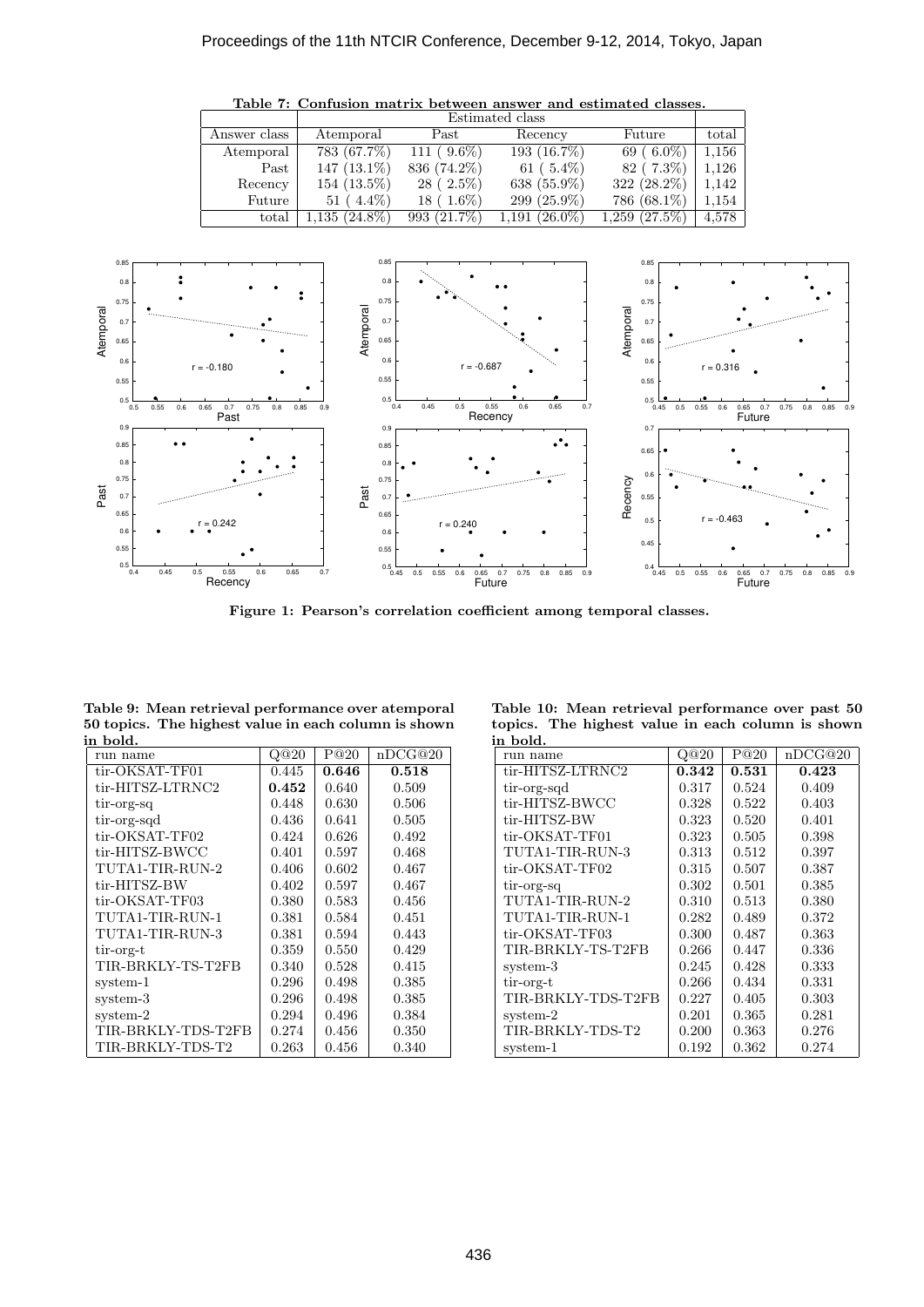**Table 7: Confusion matrix between answer and estimated classes.**

| Answer class | Estimated class | | | | total |
|---|---|---|---|---|---|
| | Atemporal | Past | Recency | Future | |
| Atemporal | 783 (67.7%) | 111 ( 9.6%) | 193 (16.7%) | 69 ( 6.0%) | 1,156 |
| Past | 147 (13.1%) | 836 (74.2%) | 61 ( 5.4%) | 82 ( 7.3%) | 1,126 |
| Recency | 154 (13.5%) | 28 ( 2.5%) | 638 (55.9%) | 322 (28.2%) | 1,142 |
| Future | 51 ( 4.4%) | 18 ( 1.6%) | 299 (25.9%) | 786 (68.1%) | 1,154 |
| total | 1,135 (24.8%) | 993 (21.7%) | 1,191 (26.0%) | 1,259 (27.5%) | 4,578 |

**Figure 1: Pearson's correlation coefficient among temporal classes.**

**Table 9: Mean retrieval performance over atemporal 50 topics. The highest value in each column is shown in bold.**

| run name | Q@20 | P@20 | nDCG@20 |
|---|---|---|---|
| tir-OKSAT-TF01 | 0.445 | **0.646** | **0.518** |
| tir-HITSZ-LTRNC2 | **0.452** | 0.640 | 0.509 |
| tir-org-sq | 0.448 | 0.630 | 0.506 |
| tir-org-sqd | 0.436 | 0.641 | 0.505 |
| tir-OKSAT-TF02 | 0.424 | 0.626 | 0.492 |
| tir-HITSZ-BWCC | 0.401 | 0.597 | 0.468 |
| TUTA1-TIR-RUN-2 | 0.406 | 0.602 | 0.467 |
| tir-HITSZ-BW | 0.402 | 0.597 | 0.467 |
| tir-OKSAT-TF03 | 0.380 | 0.583 | 0.456 |
| TUTA1-TIR-RUN-1 | 0.381 | 0.584 | 0.451 |
| TUTA1-TIR-RUN-3 | 0.381 | 0.594 | 0.443 |
| tir-org-t | 0.359 | 0.550 | 0.429 |
| TIR-BRKLY-TS-T2FB | 0.340 | 0.528 | 0.415 |
| system-1 | 0.296 | 0.498 | 0.385 |
| system-3 | 0.296 | 0.498 | 0.385 |
| system-2 | 0.294 | 0.496 | 0.384 |
| TIR-BRKLY-TDS-T2FB | 0.274 | 0.456 | 0.350 |
| TIR-BRKLY-TDS-T2 | 0.263 | 0.456 | 0.340 |

**Table 10: Mean retrieval performance over past 50 topics. The highest value in each column is shown in bold.**

| run name | Q@20 | P@20 | nDCG@20 |
|---|---|---|---|
| tir-HITSZ-LTRNC2 | **0.342** | **0.531** | **0.423** |
| tir-org-sqd | 0.317 | 0.524 | 0.409 |
| tir-HITSZ-BWCC | 0.328 | 0.522 | 0.403 |
| tir-HITSZ-BW | 0.323 | 0.520 | 0.401 |
| tir-OKSAT-TF01 | 0.323 | 0.505 | 0.398 |
| TUTA1-TIR-RUN-3 | 0.313 | 0.512 | 0.397 |
| tir-OKSAT-TF02 | 0.315 | 0.507 | 0.387 |
| tir-org-sq | 0.302 | 0.501 | 0.385 |
| TUTA1-TIR-RUN-2 | 0.310 | 0.513 | 0.380 |
| TUTA1-TIR-RUN-1 | 0.282 | 0.489 | 0.372 |
| tir-OKSAT-TF03 | 0.300 | 0.487 | 0.363 |
| TIR-BRKLY-TS-T2FB | 0.266 | 0.447 | 0.336 |
| system-3 | 0.245 | 0.428 | 0.333 |
| tir-org-t | 0.266 | 0.434 | 0.331 |
| TIR-BRKLY-TDS-T2FB | 0.227 | 0.405 | 0.303 |
| system-2 | 0.201 | 0.365 | 0.281 |
| TIR-BRKLY-TDS-T2 | 0.200 | 0.363 | 0.276 |
| system-1 | 0.192 | 0.362 | 0.274 |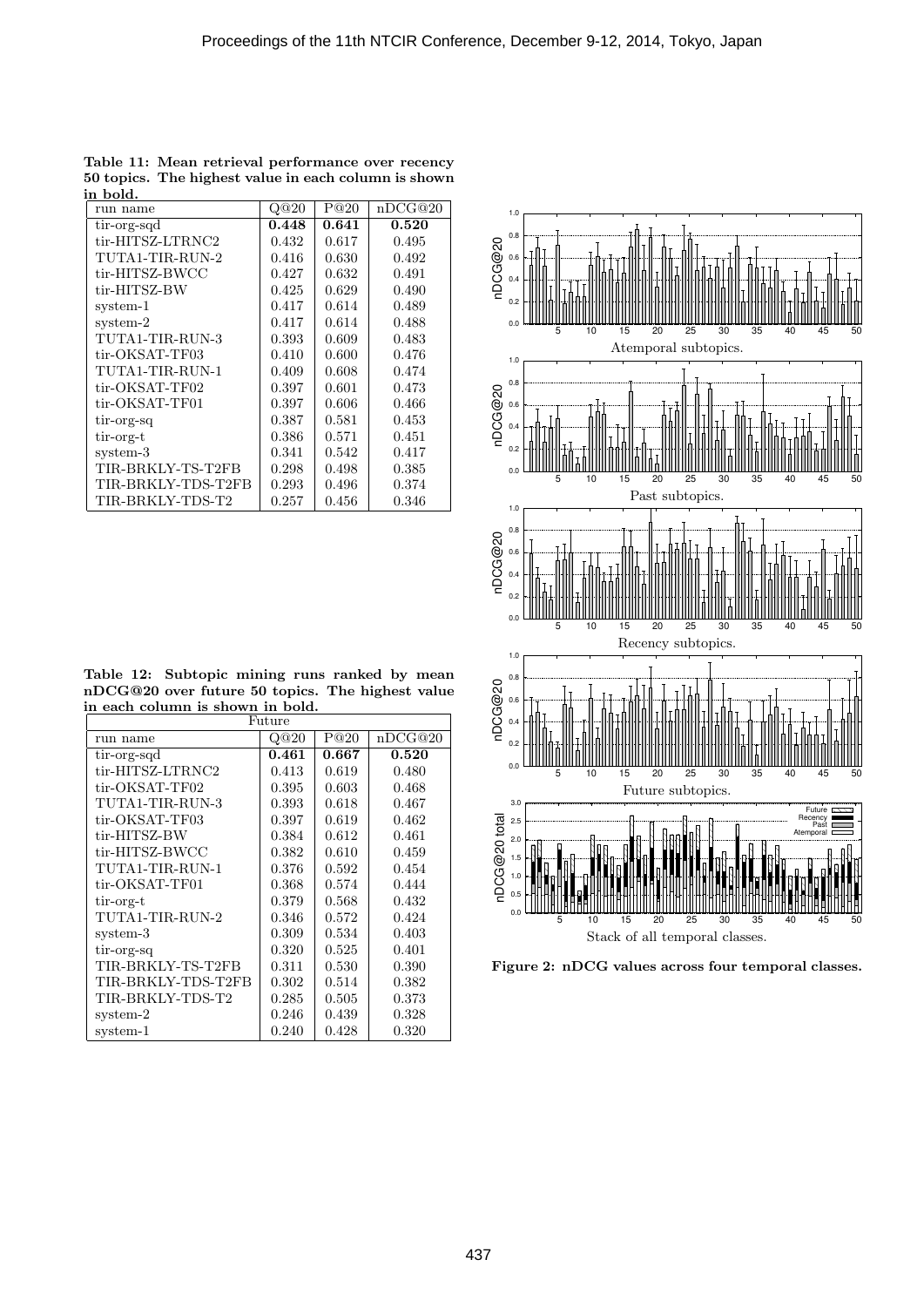**Table 11: Mean retrieval performance over recency 50 topics. The highest value in each column is shown in bold.**

| run name | Q@20 | P@20 | nDCG@20 |
|---|---|---|---|
| tir-org-sqd | **0.448** | **0.641** | **0.520** |
| tir-HITSZ-LTRNC2 | 0.432 | 0.617 | 0.495 |
| TUTA1-TIR-RUN-2 | 0.416 | 0.630 | 0.492 |
| tir-HITSZ-BWCC | 0.427 | 0.632 | 0.491 |
| tir-HITSZ-BW | 0.425 | 0.629 | 0.490 |
| system-1 | 0.417 | 0.614 | 0.489 |
| system-2 | 0.417 | 0.614 | 0.488 |
| TUTA1-TIR-RUN-3 | 0.393 | 0.609 | 0.483 |
| tir-OKSAT-TF03 | 0.410 | 0.600 | 0.476 |
| TUTA1-TIR-RUN-1 | 0.409 | 0.608 | 0.474 |
| tir-OKSAT-TF02 | 0.397 | 0.601 | 0.473 |
| tir-OKSAT-TF01 | 0.397 | 0.606 | 0.466 |
| tir-org-sq | 0.387 | 0.581 | 0.453 |
| tir-org-t | 0.386 | 0.571 | 0.451 |
| system-3 | 0.341 | 0.542 | 0.417 |
| TIR-BRKLY-TS-T2FB | 0.298 | 0.498 | 0.385 |
| TIR-BRKLY-TDS-T2FB | 0.293 | 0.496 | 0.374 |
| TIR-BRKLY-TDS-T2 | 0.257 | 0.456 | 0.346 |

**Table 12: Subtopic mining runs ranked by mean nDCG@20 over future 50 topics. The highest value in each column is shown in bold.**

| Future | | | |
|---|---|---|---|
| run name | Q@20 | P@20 | nDCG@20 |
| tir-org-sqd | **0.461** | **0.667** | **0.520** |
| tir-HITSZ-LTRNC2 | 0.413 | 0.619 | 0.480 |
| tir-OKSAT-TF02 | 0.395 | 0.603 | 0.468 |
| TUTA1-TIR-RUN-3 | 0.393 | 0.618 | 0.467 |
| tir-OKSAT-TF03 | 0.397 | 0.619 | 0.462 |
| tir-HITSZ-BW | 0.384 | 0.612 | 0.461 |
| tir-HITSZ-BWCC | 0.382 | 0.610 | 0.459 |
| TUTA1-TIR-RUN-1 | 0.376 | 0.592 | 0.454 |
| tir-OKSAT-TF01 | 0.368 | 0.574 | 0.444 |
| tir-org-t | 0.379 | 0.568 | 0.432 |
| TUTA1-TIR-RUN-2 | 0.346 | 0.572 | 0.424 |
| system-3 | 0.309 | 0.534 | 0.403 |
| tir-org-sq | 0.320 | 0.525 | 0.401 |
| TIR-BRKLY-TS-T2FB | 0.311 | 0.530 | 0.390 |
| TIR-BRKLY-TDS-T2FB | 0.302 | 0.514 | 0.382 |
| TIR-BRKLY-TDS-T2 | 0.285 | 0.505 | 0.373 |
| system-2 | 0.246 | 0.439 | 0.328 |
| system-1 | 0.240 | 0.428 | 0.320 |

nDCG@20
1.0
0.8
0.6
0.4
0.2
0.0
5 10 15 20 25 30 35 40 45 50
Atemporal subtopics.

nDCG@20
1.0
0.8
0.6
0.4
0.2
0.0
5 10 15 20 25 30 35 40 45 50
Past subtopics.

nDCG@20
1.0
0.8
0.6
0.4
0.2
0.0
5 10 15 20 25 30 35 40 45 50
Recency subtopics.

nDCG@20
1.0
0.8
0.6
0.4
0.2
0.0
5 10 15 20 25 30 35 40 45 50
Future subtopics.

nDCG@20 total
3.0
2.5
2.0
1.5
1.0
0.5
0.0
5 10 15 20 25 30 35 40 45 50
Future
Recency
Past
Atemporal
Stack of all temporal classes.

**Figure 2: nDCG values across four temporal classes.**